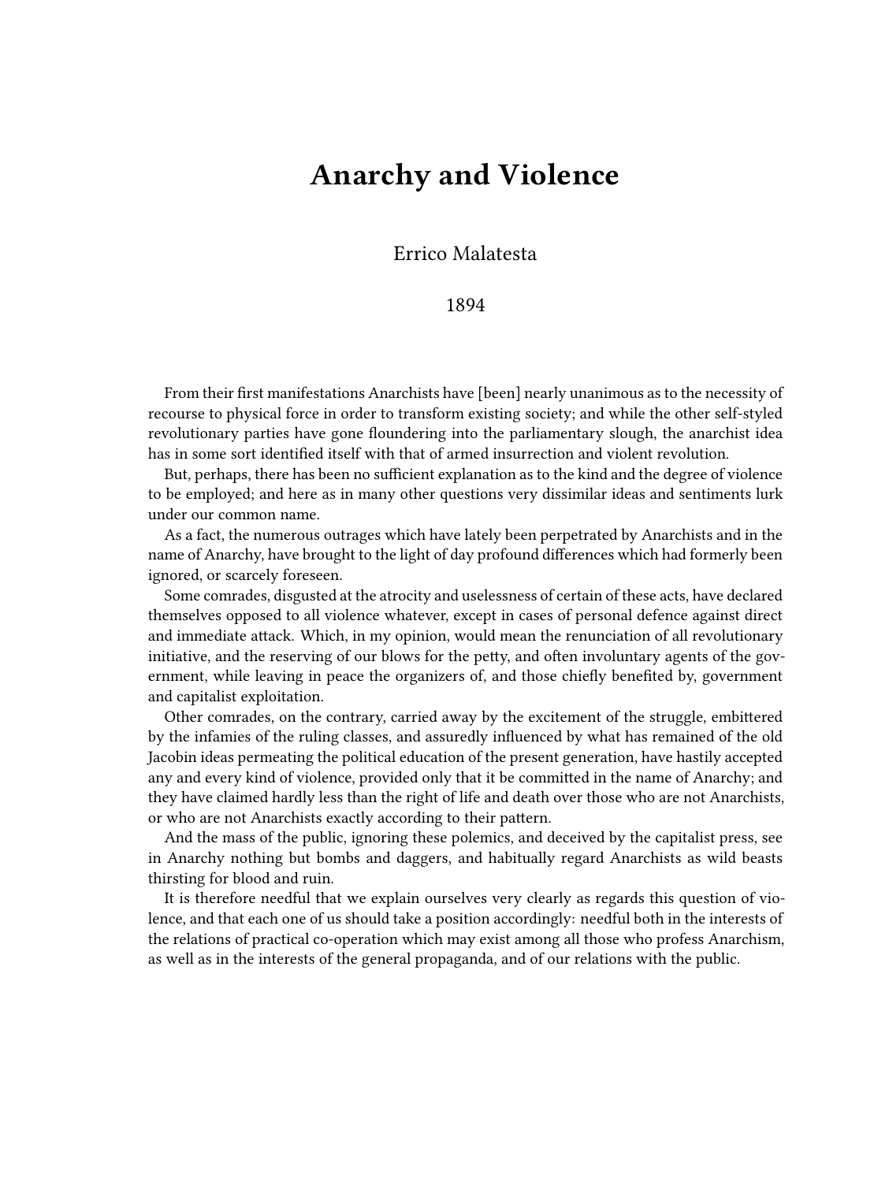# Anarchy and Violence

Errico Malatesta

1894

From their first manifestations Anarchists have [been] nearly unanimous as to the necessity of recourse to physical force in order to transform existing society; and while the other self-styled revolutionary parties have gone floundering into the parliamentary slough, the anarchist idea has in some sort identified itself with that of armed insurrection and violent revolution.

But, perhaps, there has been no sufficient explanation as to the kind and the degree of violence to be employed; and here as in many other questions very dissimilar ideas and sentiments lurk under our common name.

As a fact, the numerous outrages which have lately been perpetrated by Anarchists and in the name of Anarchy, have brought to the light of day profound differences which had formerly been ignored, or scarcely foreseen.

Some comrades, disgusted at the atrocity and uselessness of certain of these acts, have declared themselves opposed to all violence whatever, except in cases of personal defence against direct and immediate attack. Which, in my opinion, would mean the renunciation of all revolutionary initiative, and the reserving of our blows for the petty, and often involuntary agents of the government, while leaving in peace the organizers of, and those chiefly benefited by, government and capitalist exploitation.

Other comrades, on the contrary, carried away by the excitement of the struggle, embittered by the infamies of the ruling classes, and assuredly influenced by what has remained of the old Jacobin ideas permeating the political education of the present generation, have hastily accepted any and every kind of violence, provided only that it be committed in the name of Anarchy; and they have claimed hardly less than the right of life and death over those who are not Anarchists, or who are not Anarchists exactly according to their pattern.

And the mass of the public, ignoring these polemics, and deceived by the capitalist press, see in Anarchy nothing but bombs and daggers, and habitually regard Anarchists as wild beasts thirsting for blood and ruin.

It is therefore needful that we explain ourselves very clearly as regards this question of violence, and that each one of us should take a position accordingly: needful both in the interests of the relations of practical co-operation which may exist among all those who profess Anarchism, as well as in the interests of the general propaganda, and of our relations with the public.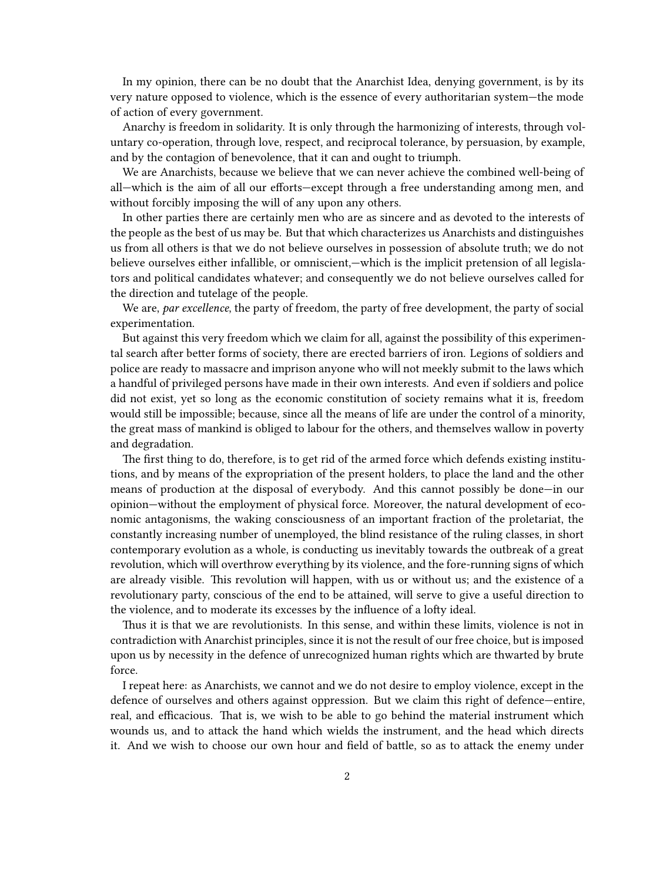In my opinion, there can be no doubt that the Anarchist Idea, denying government, is by its very nature opposed to violence, which is the essence of every authoritarian system—the mode of action of every government.

Anarchy is freedom in solidarity. It is only through the harmonizing of interests, through voluntary co-operation, through love, respect, and reciprocal tolerance, by persuasion, by example, and by the contagion of benevolence, that it can and ought to triumph.

We are Anarchists, because we believe that we can never achieve the combined well-being of all—which is the aim of all our efforts—except through a free understanding among men, and without forcibly imposing the will of any upon any others.

In other parties there are certainly men who are as sincere and as devoted to the interests of the people as the best of us may be. But that which characterizes us Anarchists and distinguishes us from all others is that we do not believe ourselves in possession of absolute truth; we do not believe ourselves either infallible, or omniscient,—which is the implicit pretension of all legislators and political candidates whatever; and consequently we do not believe ourselves called for the direction and tutelage of the people.

We are, *par excellence*, the party of freedom, the party of free development, the party of social experimentation.

But against this very freedom which we claim for all, against the possibility of this experimental search after better forms of society, there are erected barriers of iron. Legions of soldiers and police are ready to massacre and imprison anyone who will not meekly submit to the laws which a handful of privileged persons have made in their own interests. And even if soldiers and police did not exist, yet so long as the economic constitution of society remains what it is, freedom would still be impossible; because, since all the means of life are under the control of a minority, the great mass of mankind is obliged to labour for the others, and themselves wallow in poverty and degradation.

The first thing to do, therefore, is to get rid of the armed force which defends existing institutions, and by means of the expropriation of the present holders, to place the land and the other means of production at the disposal of everybody. And this cannot possibly be done—in our opinion—without the employment of physical force. Moreover, the natural development of economic antagonisms, the waking consciousness of an important fraction of the proletariat, the constantly increasing number of unemployed, the blind resistance of the ruling classes, in short contemporary evolution as a whole, is conducting us inevitably towards the outbreak of a great revolution, which will overthrow everything by its violence, and the fore-running signs of which are already visible. This revolution will happen, with us or without us; and the existence of a revolutionary party, conscious of the end to be attained, will serve to give a useful direction to the violence, and to moderate its excesses by the influence of a lofty ideal.

Thus it is that we are revolutionists. In this sense, and within these limits, violence is not in contradiction with Anarchist principles, since it is not the result of our free choice, but is imposed upon us by necessity in the defence of unrecognized human rights which are thwarted by brute force.

I repeat here: as Anarchists, we cannot and we do not desire to employ violence, except in the defence of ourselves and others against oppression. But we claim this right of defence—entire, real, and efficacious. That is, we wish to be able to go behind the material instrument which wounds us, and to attack the hand which wields the instrument, and the head which directs it. And we wish to choose our own hour and field of battle, so as to attack the enemy under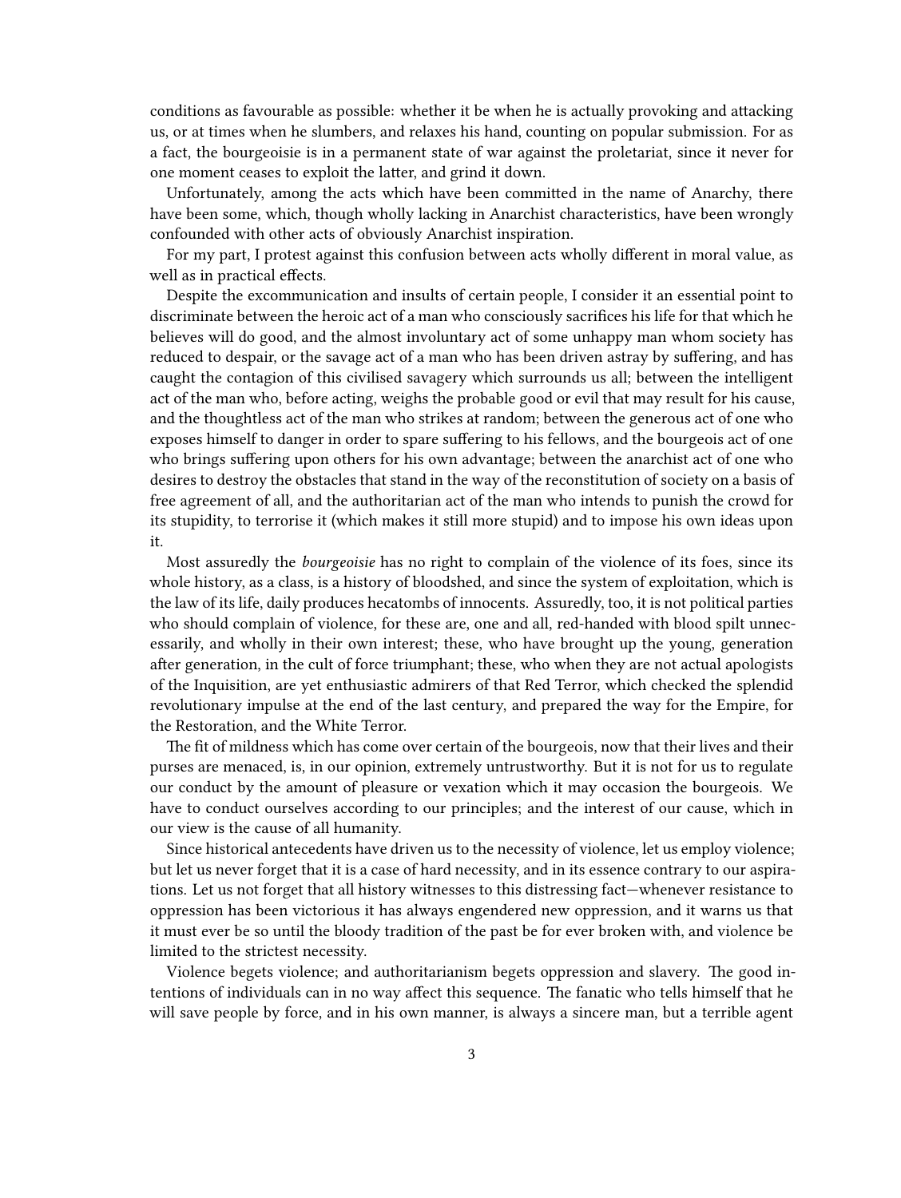conditions as favourable as possible: whether it be when he is actually provoking and attacking us, or at times when he slumbers, and relaxes his hand, counting on popular submission. For as a fact, the bourgeoisie is in a permanent state of war against the proletariat, since it never for one moment ceases to exploit the latter, and grind it down.

Unfortunately, among the acts which have been committed in the name of Anarchy, there have been some, which, though wholly lacking in Anarchist characteristics, have been wrongly confounded with other acts of obviously Anarchist inspiration.

For my part, I protest against this confusion between acts wholly different in moral value, as well as in practical effects.

Despite the excommunication and insults of certain people, I consider it an essential point to discriminate between the heroic act of a man who consciously sacrifices his life for that which he believes will do good, and the almost involuntary act of some unhappy man whom society has reduced to despair, or the savage act of a man who has been driven astray by suffering, and has caught the contagion of this civilised savagery which surrounds us all; between the intelligent act of the man who, before acting, weighs the probable good or evil that may result for his cause, and the thoughtless act of the man who strikes at random; between the generous act of one who exposes himself to danger in order to spare suffering to his fellows, and the bourgeois act of one who brings suffering upon others for his own advantage; between the anarchist act of one who desires to destroy the obstacles that stand in the way of the reconstitution of society on a basis of free agreement of all, and the authoritarian act of the man who intends to punish the crowd for its stupidity, to terrorise it (which makes it still more stupid) and to impose his own ideas upon it.

Most assuredly the *bourgeoisie* has no right to complain of the violence of its foes, since its whole history, as a class, is a history of bloodshed, and since the system of exploitation, which is the law of its life, daily produces hecatombs of innocents. Assuredly, too, it is not political parties who should complain of violence, for these are, one and all, red-handed with blood spilt unnecessarily, and wholly in their own interest; these, who have brought up the young, generation after generation, in the cult of force triumphant; these, who when they are not actual apologists of the Inquisition, are yet enthusiastic admirers of that Red Terror, which checked the splendid revolutionary impulse at the end of the last century, and prepared the way for the Empire, for the Restoration, and the White Terror.

The fit of mildness which has come over certain of the bourgeois, now that their lives and their purses are menaced, is, in our opinion, extremely untrustworthy. But it is not for us to regulate our conduct by the amount of pleasure or vexation which it may occasion the bourgeois. We have to conduct ourselves according to our principles; and the interest of our cause, which in our view is the cause of all humanity.

Since historical antecedents have driven us to the necessity of violence, let us employ violence; but let us never forget that it is a case of hard necessity, and in its essence contrary to our aspirations. Let us not forget that all history witnesses to this distressing fact—whenever resistance to oppression has been victorious it has always engendered new oppression, and it warns us that it must ever be so until the bloody tradition of the past be for ever broken with, and violence be limited to the strictest necessity.

Violence begets violence; and authoritarianism begets oppression and slavery. The good intentions of individuals can in no way affect this sequence. The fanatic who tells himself that he will save people by force, and in his own manner, is always a sincere man, but a terrible agent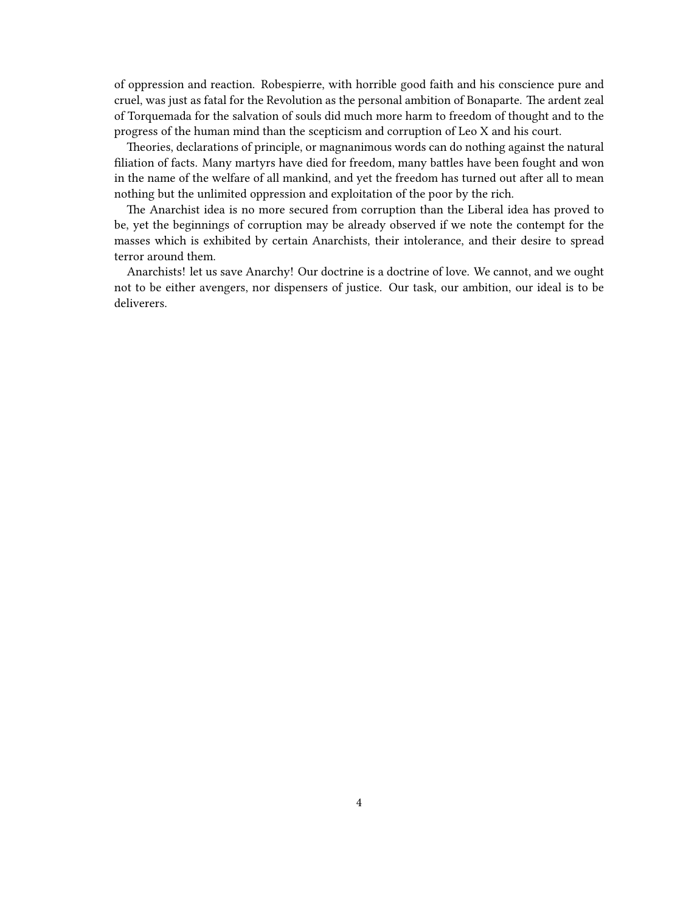of oppression and reaction. Robespierre, with horrible good faith and his conscience pure and cruel, was just as fatal for the Revolution as the personal ambition of Bonaparte. The ardent zeal of Torquemada for the salvation of souls did much more harm to freedom of thought and to the progress of the human mind than the scepticism and corruption of Leo X and his court.

Theories, declarations of principle, or magnanimous words can do nothing against the natural filiation of facts. Many martyrs have died for freedom, many battles have been fought and won in the name of the welfare of all mankind, and yet the freedom has turned out after all to mean nothing but the unlimited oppression and exploitation of the poor by the rich.

The Anarchist idea is no more secured from corruption than the Liberal idea has proved to be, yet the beginnings of corruption may be already observed if we note the contempt for the masses which is exhibited by certain Anarchists, their intolerance, and their desire to spread terror around them.

Anarchists! let us save Anarchy! Our doctrine is a doctrine of love. We cannot, and we ought not to be either avengers, nor dispensers of justice. Our task, our ambition, our ideal is to be deliverers.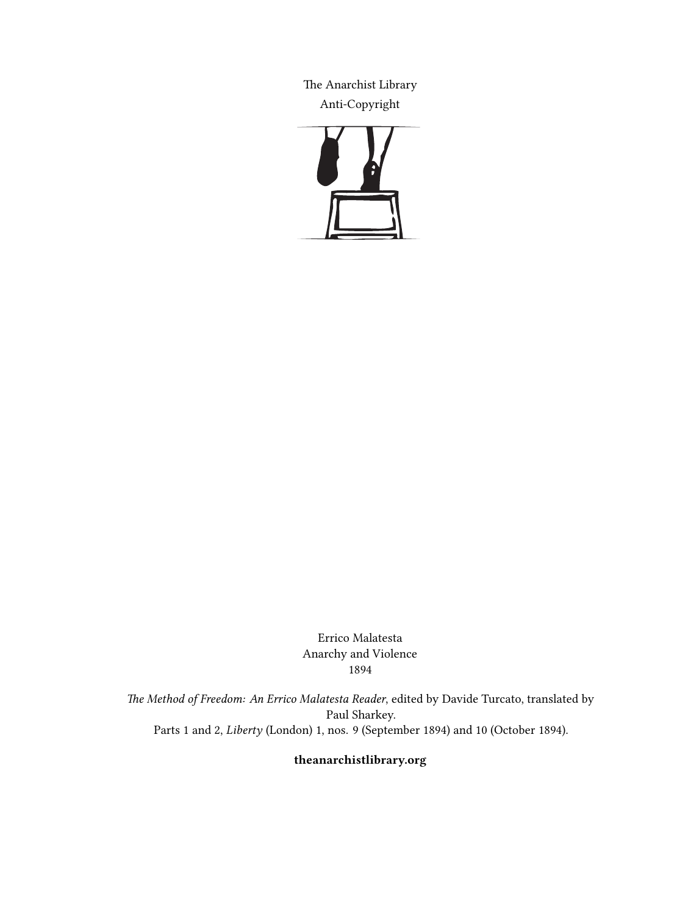The Anarchist Library
Anti-Copyright

Errico Malatesta
Anarchy and Violence
1894

*The Method of Freedom: An Errico Malatesta Reader*, edited by Davide Turcato, translated by Paul Sharkey.
Parts 1 and 2, *Liberty* (London) 1, nos. 9 (September 1894) and 10 (October 1894).

**theanarchistlibrary.org**